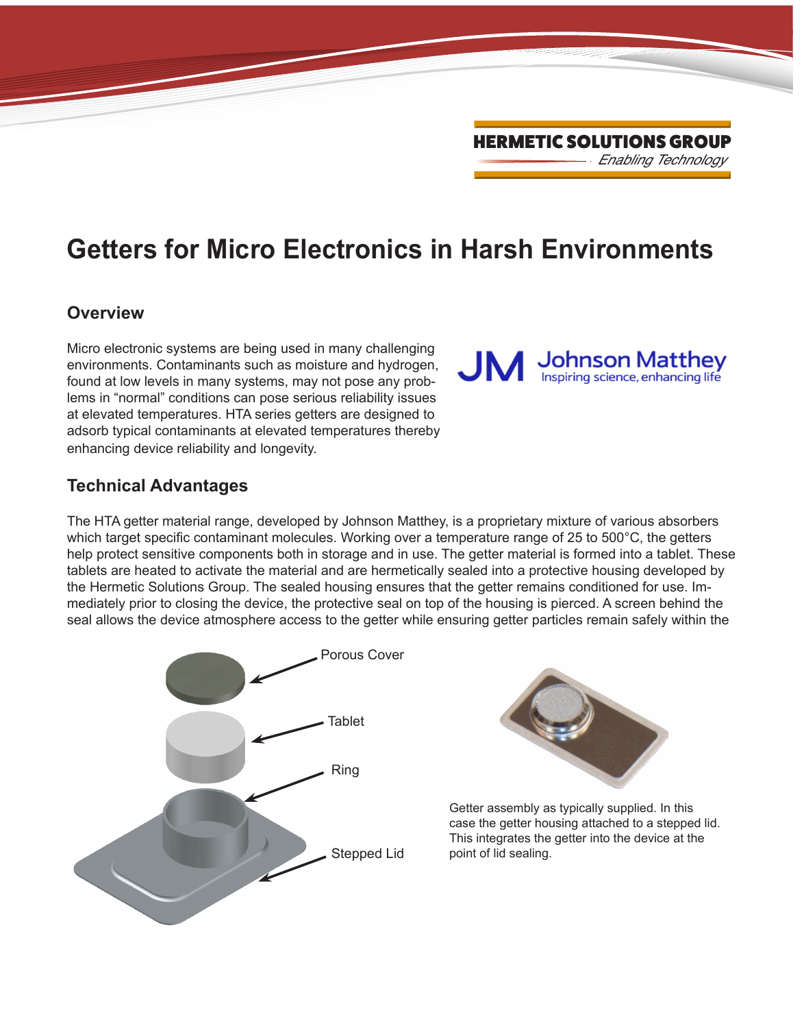HERMETIC SOLUTIONS GROUP

*Enabling Technology*

# Getters for Micro Electronics in Harsh Environments

## Overview

Micro electronic systems are being used in many challenging environments. Contaminants such as moisture and hydrogen, found at low levels in many systems, may not pose any problems in "normal" conditions can pose serious reliability issues at elevated temperatures. HTA series getters are designed to adsorb typical contaminants at elevated temperatures thereby enhancing device reliability and longevity.

JM Johnson Matthey
Inspiring science, enhancing life

## Technical Advantages

The HTA getter material range, developed by Johnson Matthey, is a proprietary mixture of various absorbers which target specific contaminant molecules. Working over a temperature range of 25 to 500°C, the getters help protect sensitive components both in storage and in use. The getter material is formed into a tablet. These tablets are heated to activate the material and are hermetically sealed into a protective housing developed by the Hermetic Solutions Group. The sealed housing ensures that the getter remains conditioned for use. Immediately prior to closing the device, the protective seal on top of the housing is pierced. A screen behind the seal allows the device atmosphere access to the getter while ensuring getter particles remain safely within the

Porous Cover

Tablet

Ring

Stepped Lid

Getter assembly as typically supplied. In this case the getter housing attached to a stepped lid. This integrates the getter into the device at the point of lid sealing.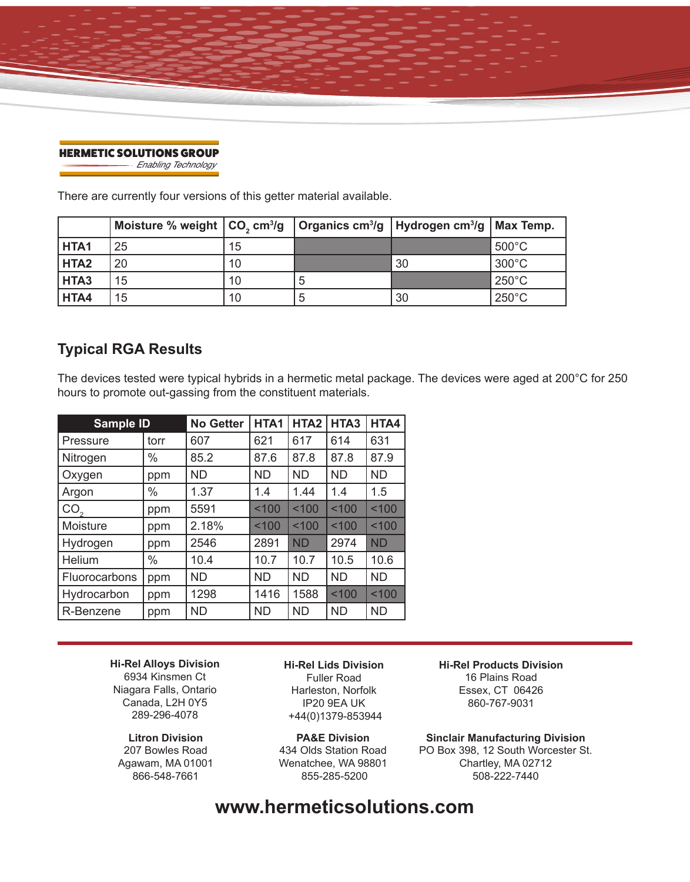**HERMETIC SOLUTIONS GROUP**
*Enabling Technology*

There are currently four versions of this getter material available.

| | Moisture % weight | $CO_2$ cm$^3$/g | Organics cm$^3$/g | Hydrogen cm$^3$/g | Max Temp. |
|---|---|---|---|---|---|
| **HTA1** | 25 | 15 | | | 500°C |
| **HTA2** | 20 | 10 | | 30 | 300°C |
| **HTA3** | 15 | 10 | 5 | | 250°C |
| **HTA4** | 15 | 10 | 5 | 30 | 250°C |

## Typical RGA Results

The devices tested were typical hybrids in a hermetic metal package. The devices were aged at 200°C for 250 hours to promote out-gassing from the constituent materials.

| Sample ID | | No Getter | HTA1 | HTA2 | HTA3 | HTA4 |
|---|---|---|---|---|---|---|
| Pressure | torr | 607 | 621 | 617 | 614 | 631 |
| Nitrogen | % | 85.2 | 87.6 | 87.8 | 87.8 | 87.9 |
| Oxygen | ppm | ND | ND | ND | ND | ND |
| Argon | % | 1.37 | 1.4 | 1.44 | 1.4 | 1.5 |
| $CO_2$ | ppm | 5591 | <100 | <100 | <100 | <100 |
| Moisture | ppm | 2.18% | <100 | <100 | <100 | <100 |
| Hydrogen | ppm | 2546 | 2891 | ND | 2974 | ND |
| Helium | % | 10.4 | 10.7 | 10.7 | 10.5 | 10.6 |
| Fluorocarbons | ppm | ND | ND | ND | ND | ND |
| Hydrocarbon | ppm | 1298 | 1416 | 1588 | <100 | <100 |
| R-Benzene | ppm | ND | ND | ND | ND | ND |

**Hi-Rel Alloys Division**
6934 Kinsmen Ct
Niagara Falls, Ontario
Canada, L2H 0Y5
289-296-4078

**Hi-Rel Lids Division**
Fuller Road
Harleston, Norfolk
IP20 9EA UK
+44(0)1379-853944

**Hi-Rel Products Division**
16 Plains Road
Essex, CT 06426
860-767-9031

**Litron Division**
207 Bowles Road
Agawam, MA 01001
866-548-7661

**PA&E Division**
434 Olds Station Road
Wenatchee, WA 98801
855-285-5200

**Sinclair Manufacturing Division**
PO Box 398, 12 South Worcester St.
Chartley, MA 02712
508-222-7440

**www.hermeticsolutions.com**